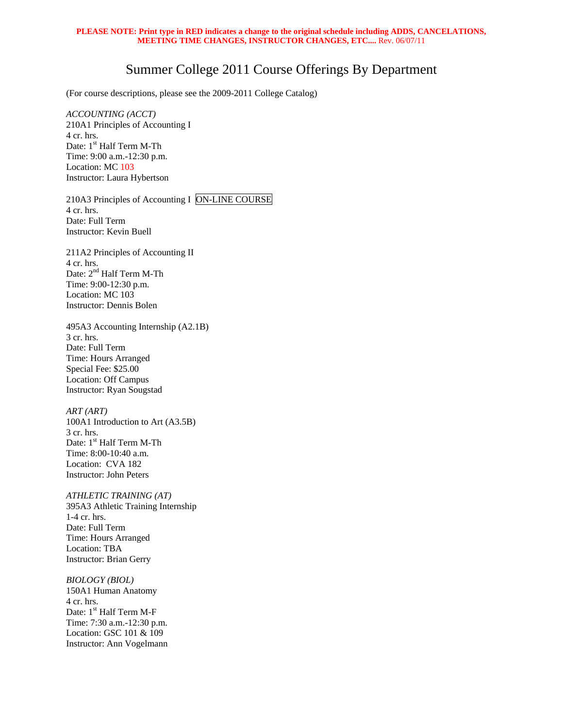**PLEASE NOTE: Print type in RED indicates a change to the original schedule including ADDS, CANCELATIONS, MEETING TIME CHANGES, INSTRUCTOR CHANGES, ETC....** Rev. 06/07/11

# Summer College 2011 Course Offerings By Department

(For course descriptions, please see the 2009-2011 College Catalog)

*ACCOUNTING (ACCT)*

210A1 Principles of Accounting I
4 cr. hrs.
Date: 1st Half Term M-Th
Time: 9:00 a.m.-12:30 p.m.
Location: MC 103
Instructor: Laura Hybertson

210A3 Principles of Accounting I ON-LINE COURSE
4 cr. hrs.
Date: Full Term
Instructor: Kevin Buell

211A2 Principles of Accounting II
4 cr. hrs.
Date: 2nd Half Term M-Th
Time: 9:00-12:30 p.m.
Location: MC 103
Instructor: Dennis Bolen

495A3 Accounting Internship (A2.1B)
3 cr. hrs.
Date: Full Term
Time: Hours Arranged
Special Fee: $25.00
Location: Off Campus
Instructor: Ryan Sougstad

*ART (ART)*

100A1 Introduction to Art (A3.5B)
3 cr. hrs.
Date: 1st Half Term M-Th
Time: 8:00-10:40 a.m.
Location: CVA 182
Instructor: John Peters

*ATHLETIC TRAINING (AT)*

395A3 Athletic Training Internship
1-4 cr. hrs.
Date: Full Term
Time: Hours Arranged
Location: TBA
Instructor: Brian Gerry

*BIOLOGY (BIOL)*

150A1 Human Anatomy
4 cr. hrs.
Date: 1st Half Term M-F
Time: 7:30 a.m.-12:30 p.m.
Location: GSC 101 & 109
Instructor: Ann Vogelmann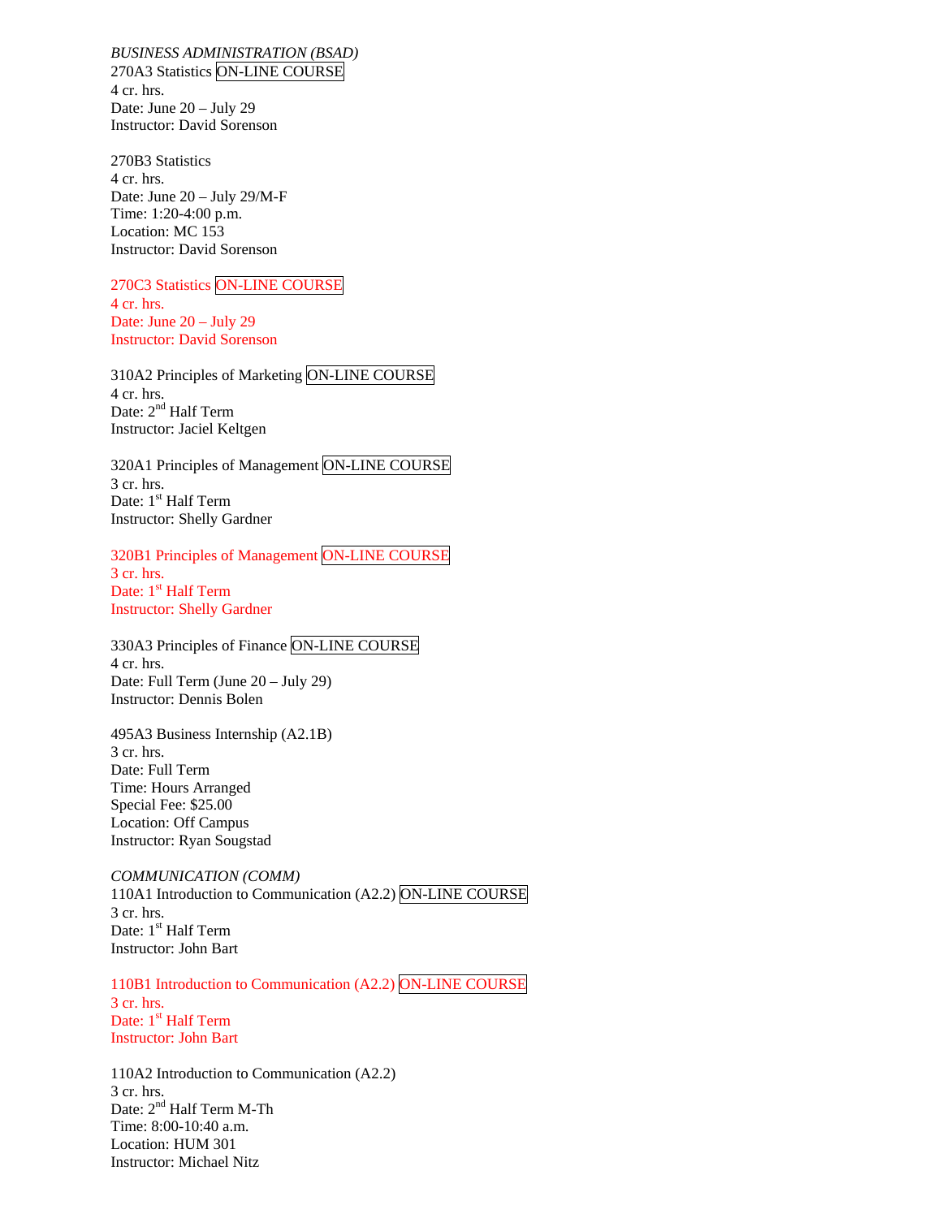*BUSINESS ADMINISTRATION (BSAD)*

270A3 Statistics ON-LINE COURSE
4 cr. hrs.
Date: June 20 – July 29
Instructor: David Sorenson

270B3 Statistics
4 cr. hrs.
Date: June 20 – July 29/M-F
Time: 1:20-4:00 p.m.
Location: MC 153
Instructor: David Sorenson

270C3 Statistics ON-LINE COURSE
4 cr. hrs.
Date: June 20 – July 29
Instructor: David Sorenson

310A2 Principles of Marketing ON-LINE COURSE
4 cr. hrs.
Date: 2nd Half Term
Instructor: Jaciel Keltgen

320A1 Principles of Management ON-LINE COURSE
3 cr. hrs.
Date: 1st Half Term
Instructor: Shelly Gardner

320B1 Principles of Management ON-LINE COURSE
3 cr. hrs.
Date: 1st Half Term
Instructor: Shelly Gardner

330A3 Principles of Finance ON-LINE COURSE
4 cr. hrs.
Date: Full Term (June 20 – July 29)
Instructor: Dennis Bolen

495A3 Business Internship (A2.1B)
3 cr. hrs.
Date: Full Term
Time: Hours Arranged
Special Fee: $25.00
Location: Off Campus
Instructor: Ryan Sougstad

*COMMUNICATION (COMM)*

110A1 Introduction to Communication (A2.2) ON-LINE COURSE
3 cr. hrs.
Date: 1st Half Term
Instructor: John Bart

110B1 Introduction to Communication (A2.2) ON-LINE COURSE
3 cr. hrs.
Date: 1st Half Term
Instructor: John Bart

110A2 Introduction to Communication (A2.2)
3 cr. hrs.
Date: 2nd Half Term M-Th
Time: 8:00-10:40 a.m.
Location: HUM 301
Instructor: Michael Nitz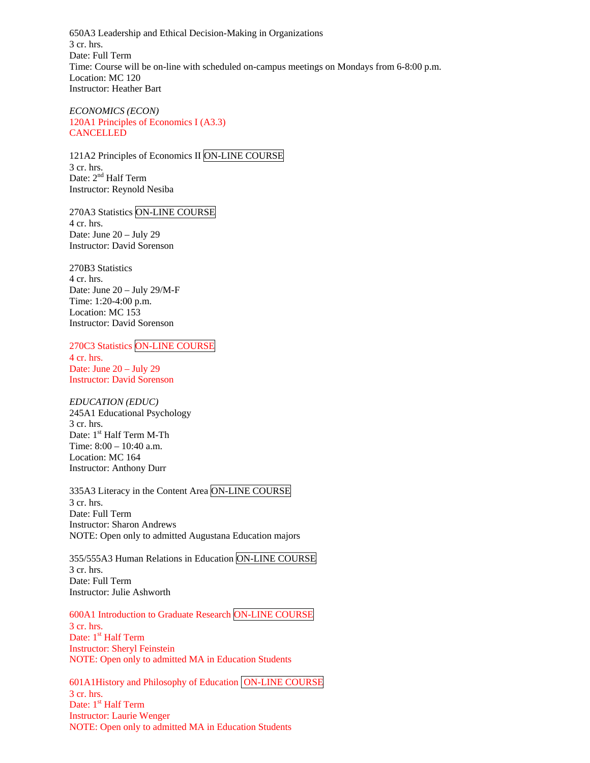650A3 Leadership and Ethical Decision-Making in Organizations
3 cr. hrs.
Date: Full Term
Time: Course will be on-line with scheduled on-campus meetings on Mondays from 6-8:00 p.m.
Location: MC 120
Instructor: Heather Bart

*ECONOMICS (ECON)*
120A1 Principles of Economics I (A3.3)
CANCELLED

121A2 Principles of Economics II ON-LINE COURSE
3 cr. hrs.
Date: 2nd Half Term
Instructor: Reynold Nesiba

270A3 Statistics ON-LINE COURSE
4 cr. hrs.
Date: June 20 – July 29
Instructor: David Sorenson

270B3 Statistics
4 cr. hrs.
Date: June 20 – July 29/M-F
Time: 1:20-4:00 p.m.
Location: MC 153
Instructor: David Sorenson

270C3 Statistics ON-LINE COURSE
4 cr. hrs.
Date: June 20 – July 29
Instructor: David Sorenson

*EDUCATION (EDUC)*
245A1 Educational Psychology
3 cr. hrs.
Date: 1st Half Term M-Th
Time: 8:00 – 10:40 a.m.
Location: MC 164
Instructor: Anthony Durr

335A3 Literacy in the Content Area ON-LINE COURSE
3 cr. hrs.
Date: Full Term
Instructor: Sharon Andrews
NOTE: Open only to admitted Augustana Education majors

355/555A3 Human Relations in Education ON-LINE COURSE
3 cr. hrs.
Date: Full Term
Instructor: Julie Ashworth

600A1 Introduction to Graduate Research ON-LINE COURSE
3 cr. hrs.
Date: 1st Half Term
Instructor: Sheryl Feinstein
NOTE: Open only to admitted MA in Education Students

601A1History and Philosophy of Education ON-LINE COURSE
3 cr. hrs.
Date: 1st Half Term
Instructor: Laurie Wenger
NOTE: Open only to admitted MA in Education Students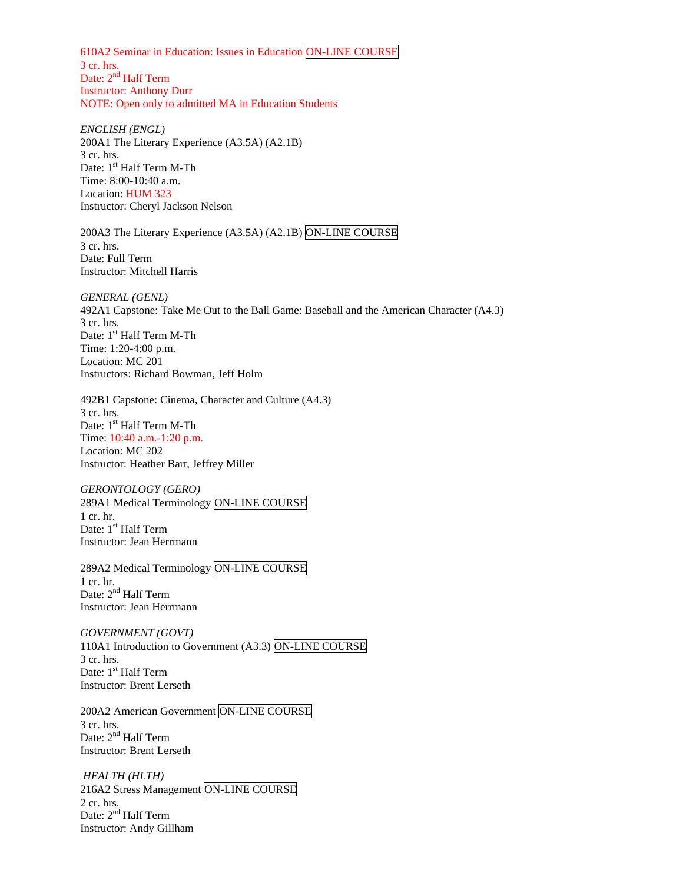610A2 Seminar in Education: Issues in Education ON-LINE COURSE
3 cr. hrs.
Date: 2nd Half Term
Instructor: Anthony Durr
NOTE: Open only to admitted MA in Education Students

*ENGLISH (ENGL)*
200A1 The Literary Experience (A3.5A) (A2.1B)
3 cr. hrs.
Date: 1st Half Term M-Th
Time: 8:00-10:40 a.m.
Location: HUM 323
Instructor: Cheryl Jackson Nelson

200A3 The Literary Experience (A3.5A) (A2.1B) ON-LINE COURSE
3 cr. hrs.
Date: Full Term
Instructor: Mitchell Harris

*GENERAL (GENL)*
492A1 Capstone: Take Me Out to the Ball Game: Baseball and the American Character (A4.3)
3 cr. hrs.
Date: 1st Half Term M-Th
Time: 1:20-4:00 p.m.
Location: MC 201
Instructors: Richard Bowman, Jeff Holm

492B1 Capstone: Cinema, Character and Culture (A4.3)
3 cr. hrs.
Date: 1st Half Term M-Th
Time: 10:40 a.m.-1:20 p.m.
Location: MC 202
Instructor: Heather Bart, Jeffrey Miller

*GERONTOLOGY (GERO)*
289A1 Medical Terminology ON-LINE COURSE
1 cr. hr.
Date: 1st Half Term
Instructor: Jean Herrmann

289A2 Medical Terminology ON-LINE COURSE
1 cr. hr.
Date: 2nd Half Term
Instructor: Jean Herrmann

*GOVERNMENT (GOVT)*
110A1 Introduction to Government (A3.3) ON-LINE COURSE
3 cr. hrs.
Date: 1st Half Term
Instructor: Brent Lerseth

200A2 American Government ON-LINE COURSE
3 cr. hrs.
Date: 2nd Half Term
Instructor: Brent Lerseth

*HEALTH (HLTH)*
216A2 Stress Management ON-LINE COURSE
2 cr. hrs.
Date: 2nd Half Term
Instructor: Andy Gillham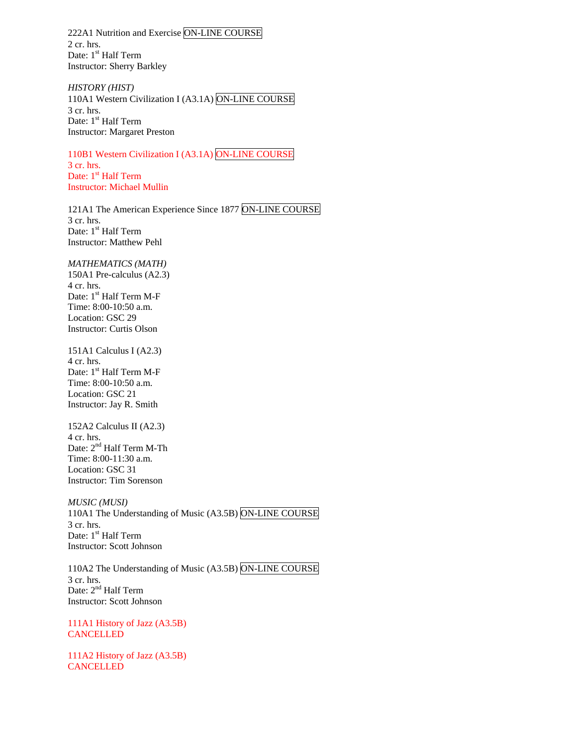222A1 Nutrition and Exercise ON-LINE COURSE
2 cr. hrs.
Date: 1st Half Term
Instructor: Sherry Barkley

*HISTORY (HIST)*
110A1 Western Civilization I (A3.1A) ON-LINE COURSE
3 cr. hrs.
Date: 1st Half Term
Instructor: Margaret Preston

110B1 Western Civilization I (A3.1A) ON-LINE COURSE
3 cr. hrs.
Date: 1st Half Term
Instructor: Michael Mullin

121A1 The American Experience Since 1877 ON-LINE COURSE
3 cr. hrs.
Date: 1st Half Term
Instructor: Matthew Pehl

*MATHEMATICS (MATH)*
150A1 Pre-calculus (A2.3)
4 cr. hrs.
Date: 1st Half Term M-F
Time: 8:00-10:50 a.m.
Location: GSC 29
Instructor: Curtis Olson

151A1 Calculus I (A2.3)
4 cr. hrs.
Date: 1st Half Term M-F
Time: 8:00-10:50 a.m.
Location: GSC 21
Instructor: Jay R. Smith

152A2 Calculus II (A2.3)
4 cr. hrs.
Date: 2nd Half Term M-Th
Time: 8:00-11:30 a.m.
Location: GSC 31
Instructor: Tim Sorenson

*MUSIC (MUSI)*
110A1 The Understanding of Music (A3.5B) ON-LINE COURSE
3 cr. hrs.
Date: 1st Half Term
Instructor: Scott Johnson

110A2 The Understanding of Music (A3.5B) ON-LINE COURSE
3 cr. hrs.
Date: 2nd Half Term
Instructor: Scott Johnson

111A1 History of Jazz (A3.5B)
CANCELLED

111A2 History of Jazz (A3.5B)
CANCELLED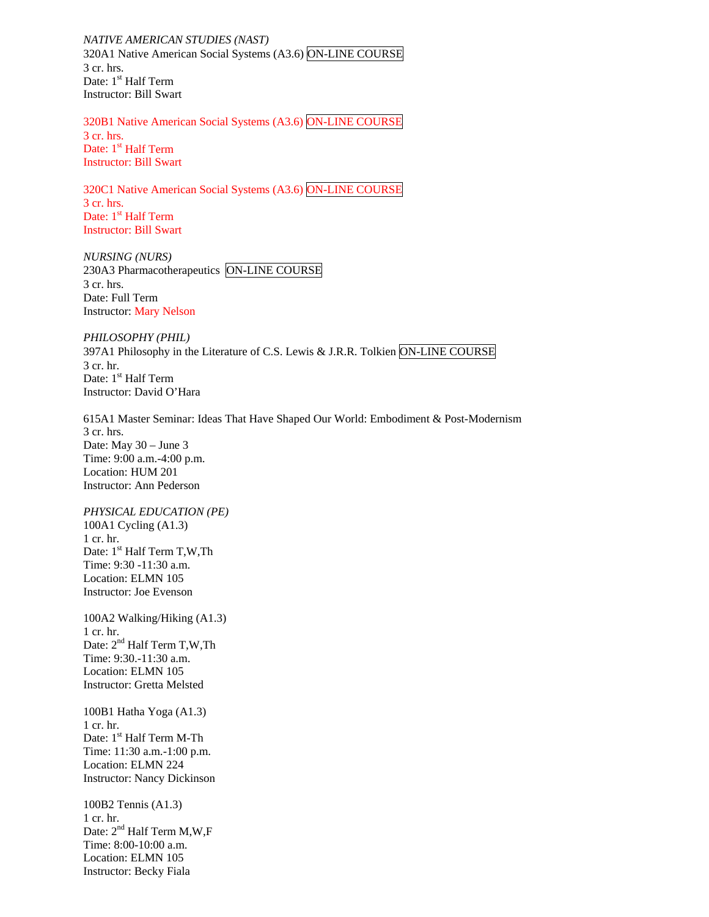*NATIVE AMERICAN STUDIES (NAST)*
320A1 Native American Social Systems (A3.6) ON-LINE COURSE
3 cr. hrs.
Date: 1st Half Term
Instructor: Bill Swart

320B1 Native American Social Systems (A3.6) ON-LINE COURSE
3 cr. hrs.
Date: 1st Half Term
Instructor: Bill Swart

320C1 Native American Social Systems (A3.6) ON-LINE COURSE
3 cr. hrs.
Date: 1st Half Term
Instructor: Bill Swart

*NURSING (NURS)*
230A3 Pharmacotherapeutics ON-LINE COURSE
3 cr. hrs.
Date: Full Term
Instructor: Mary Nelson

*PHILOSOPHY (PHIL)*
397A1 Philosophy in the Literature of C.S. Lewis & J.R.R. Tolkien ON-LINE COURSE
3 cr. hr.
Date: 1st Half Term
Instructor: David O'Hara

615A1 Master Seminar: Ideas That Have Shaped Our World: Embodiment & Post-Modernism
3 cr. hrs.
Date: May 30 – June 3
Time: 9:00 a.m.-4:00 p.m.
Location: HUM 201
Instructor: Ann Pederson

*PHYSICAL EDUCATION (PE)*
100A1 Cycling (A1.3)
1 cr. hr.
Date: 1st Half Term T,W,Th
Time: 9:30 -11:30 a.m.
Location: ELMN 105
Instructor: Joe Evenson

100A2 Walking/Hiking (A1.3)
1 cr. hr.
Date: 2nd Half Term T,W,Th
Time: 9:30.-11:30 a.m.
Location: ELMN 105
Instructor: Gretta Melsted

100B1 Hatha Yoga (A1.3)
1 cr. hr.
Date: 1st Half Term M-Th
Time: 11:30 a.m.-1:00 p.m.
Location: ELMN 224
Instructor: Nancy Dickinson

100B2 Tennis (A1.3)
1 cr. hr.
Date: 2nd Half Term M,W,F
Time: 8:00-10:00 a.m.
Location: ELMN 105
Instructor: Becky Fiala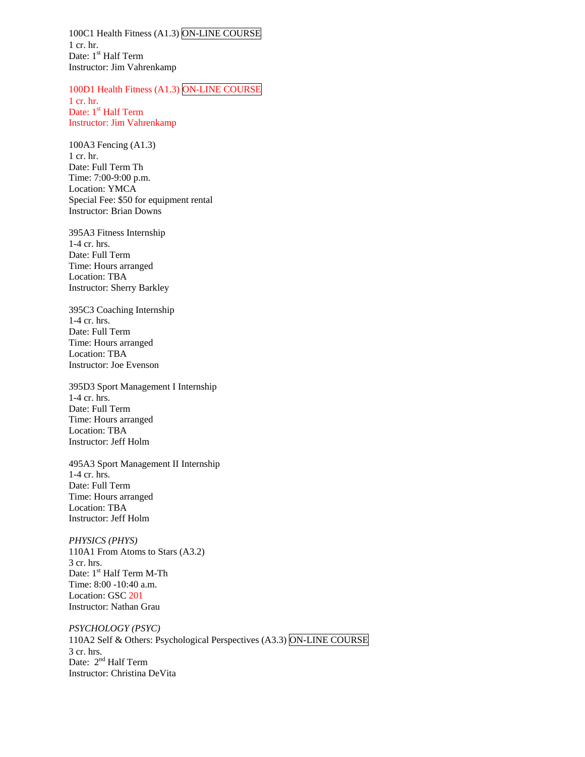100C1 Health Fitness (A1.3) ON-LINE COURSE
1 cr. hr.
Date: 1st Half Term
Instructor: Jim Vahrenkamp

100D1 Health Fitness (A1.3) ON-LINE COURSE
1 cr. hr.
Date: 1st Half Term
Instructor: Jim Vahrenkamp

100A3 Fencing (A1.3)
1 cr. hr.
Date: Full Term Th
Time: 7:00-9:00 p.m.
Location: YMCA
Special Fee: $50 for equipment rental
Instructor: Brian Downs

395A3 Fitness Internship
1-4 cr. hrs.
Date: Full Term
Time: Hours arranged
Location: TBA
Instructor: Sherry Barkley

395C3 Coaching Internship
1-4 cr. hrs.
Date: Full Term
Time: Hours arranged
Location: TBA
Instructor: Joe Evenson

395D3 Sport Management I Internship
1-4 cr. hrs.
Date: Full Term
Time: Hours arranged
Location: TBA
Instructor: Jeff Holm

495A3 Sport Management II Internship
1-4 cr. hrs.
Date: Full Term
Time: Hours arranged
Location: TBA
Instructor: Jeff Holm

*PHYSICS (PHYS)*
110A1 From Atoms to Stars (A3.2)
3 cr. hrs.
Date: 1st Half Term M-Th
Time: 8:00 -10:40 a.m.
Location: GSC 201
Instructor: Nathan Grau

*PSYCHOLOGY (PSYC)*
110A2 Self & Others: Psychological Perspectives (A3.3) ON-LINE COURSE
3 cr. hrs.
Date: 2nd Half Term
Instructor: Christina DeVita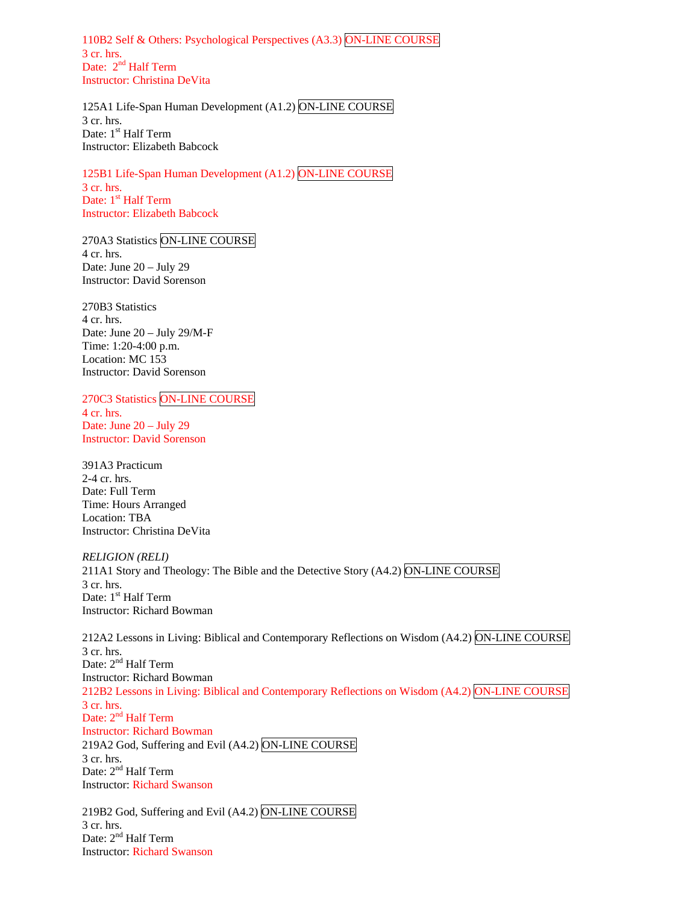110B2 Self & Others: Psychological Perspectives (A3.3) ON-LINE COURSE
3 cr. hrs.
Date: 2nd Half Term
Instructor: Christina DeVita

125A1 Life-Span Human Development (A1.2) ON-LINE COURSE
3 cr. hrs.
Date: 1st Half Term
Instructor: Elizabeth Babcock

125B1 Life-Span Human Development (A1.2) ON-LINE COURSE
3 cr. hrs.
Date: 1st Half Term
Instructor: Elizabeth Babcock

270A3 Statistics ON-LINE COURSE
4 cr. hrs.
Date: June 20 – July 29
Instructor: David Sorenson

270B3 Statistics
4 cr. hrs.
Date: June 20 – July 29/M-F
Time: 1:20-4:00 p.m.
Location: MC 153
Instructor: David Sorenson

270C3 Statistics ON-LINE COURSE
4 cr. hrs.
Date: June 20 – July 29
Instructor: David Sorenson

391A3 Practicum
2-4 cr. hrs.
Date: Full Term
Time: Hours Arranged
Location: TBA
Instructor: Christina DeVita

*RELIGION (RELI)*
211A1 Story and Theology: The Bible and the Detective Story (A4.2) ON-LINE COURSE
3 cr. hrs.
Date: 1st Half Term
Instructor: Richard Bowman

212A2 Lessons in Living: Biblical and Contemporary Reflections on Wisdom (A4.2) ON-LINE COURSE
3 cr. hrs.
Date: 2nd Half Term
Instructor: Richard Bowman
212B2 Lessons in Living: Biblical and Contemporary Reflections on Wisdom (A4.2) ON-LINE COURSE
3 cr. hrs.
Date: 2nd Half Term
Instructor: Richard Bowman
219A2 God, Suffering and Evil (A4.2) ON-LINE COURSE
3 cr. hrs.
Date: 2nd Half Term
Instructor: Richard Swanson

219B2 God, Suffering and Evil (A4.2) ON-LINE COURSE
3 cr. hrs.
Date: 2nd Half Term
Instructor: Richard Swanson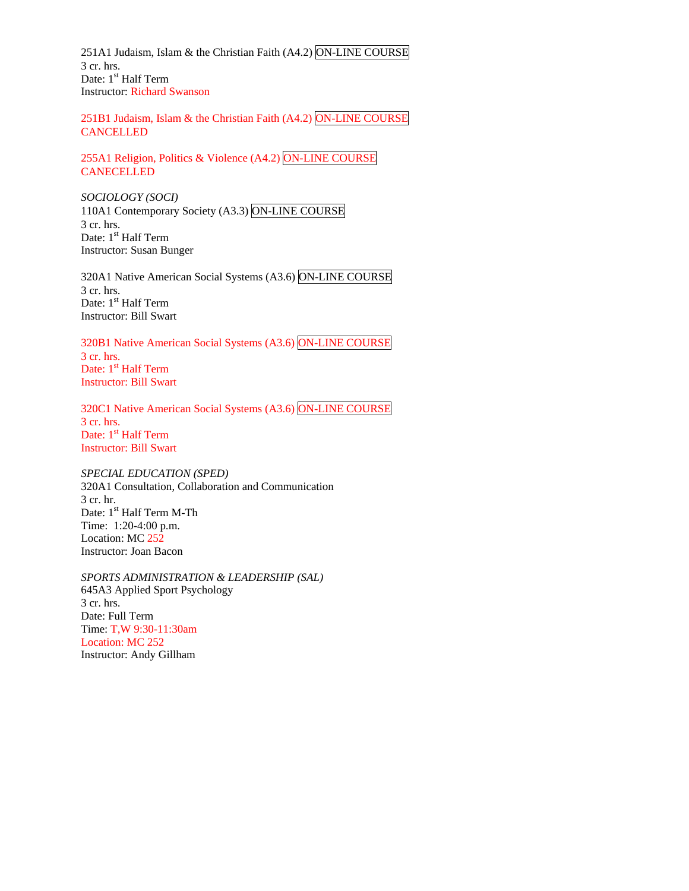251A1 Judaism, Islam & the Christian Faith (A4.2) ON-LINE COURSE
3 cr. hrs.
Date: 1st Half Term
Instructor: Richard Swanson

251B1 Judaism, Islam & the Christian Faith (A4.2) ON-LINE COURSE
CANCELLED

255A1 Religion, Politics & Violence (A4.2) ON-LINE COURSE
CANECELLED

*SOCIOLOGY (SOCI)*
110A1 Contemporary Society (A3.3) ON-LINE COURSE
3 cr. hrs.
Date: 1st Half Term
Instructor: Susan Bunger

320A1 Native American Social Systems (A3.6) ON-LINE COURSE
3 cr. hrs.
Date: 1st Half Term
Instructor: Bill Swart

320B1 Native American Social Systems (A3.6) ON-LINE COURSE
3 cr. hrs.
Date: 1st Half Term
Instructor: Bill Swart

320C1 Native American Social Systems (A3.6) ON-LINE COURSE
3 cr. hrs.
Date: 1st Half Term
Instructor: Bill Swart

*SPECIAL EDUCATION (SPED)*
320A1 Consultation, Collaboration and Communication
3 cr. hr.
Date: 1st Half Term M-Th
Time: 1:20-4:00 p.m.
Location: MC 252
Instructor: Joan Bacon

*SPORTS ADMINISTRATION & LEADERSHIP (SAL)*
645A3 Applied Sport Psychology
3 cr. hrs.
Date: Full Term
Time: T,W 9:30-11:30am
Location: MC 252
Instructor: Andy Gillham